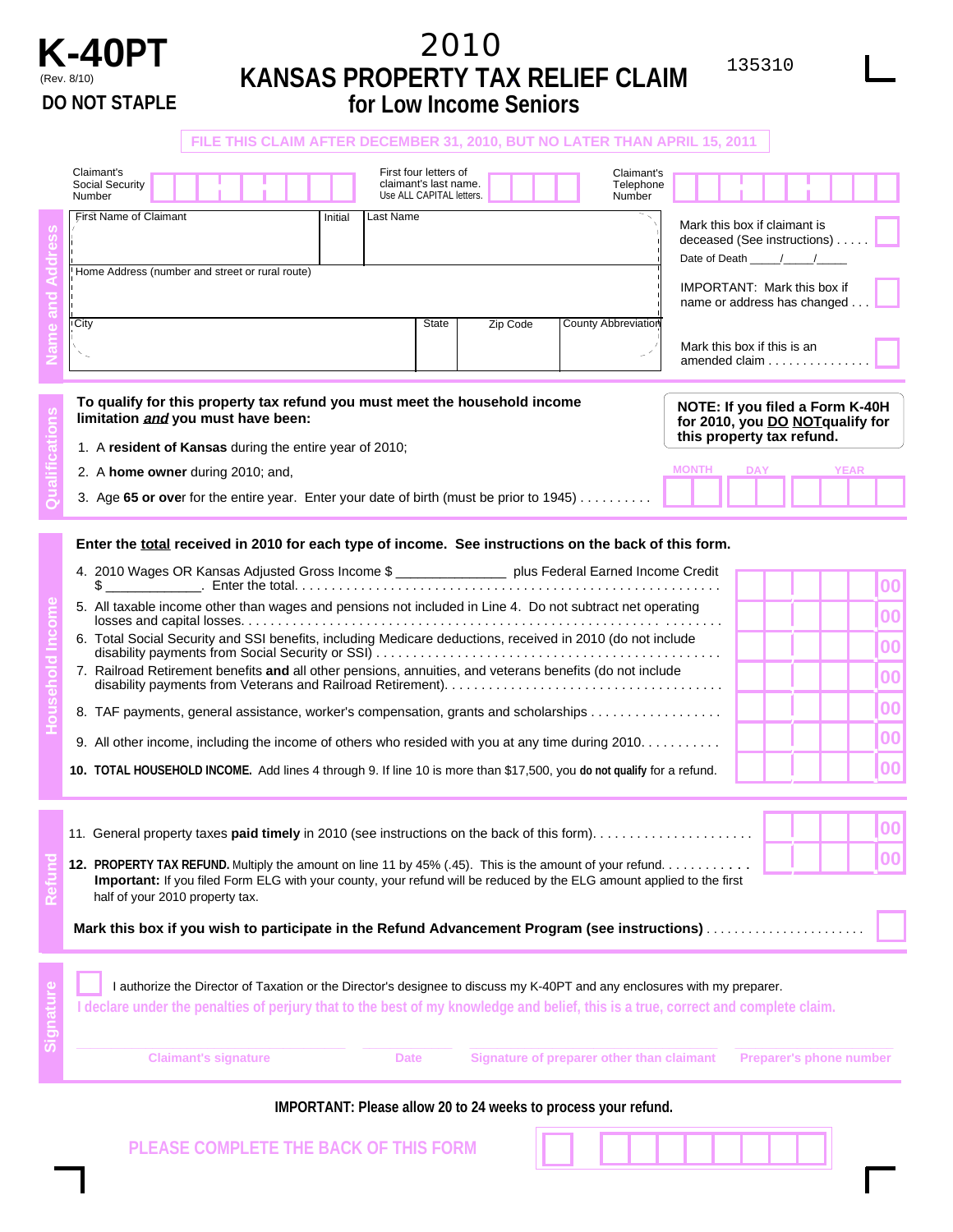# K-40PT

(Rev. 8/10)

**DO NOT STAPLE**

# 2010 KANSAS PROPERTY TAX RELIEF CLAIM for Low Income Seniors

135310

FILE THIS CLAIM AFTER DECEMBER 31, 2010, BUT NO LATER THAN APRIL 15, 2011

## Name and Address

Claimant's Social Security Number

First four letters of claimant's last name. Use ALL CAPITAL letters.

Claimant's Telephone Number

First Name of Claimant | Initial | Last Name

Home Address (number and street or rural route)

City | State | Zip Code | County Abbreviation

Mark this box if claimant is deceased (See instructions) . . . . .

Date of Death _____/_____/_____

IMPORTANT: Mark this box if name or address has changed . . .

Mark this box if this is an amended claim . . . . . . . . . . . . . . .

## Qualifications

**To qualify for this property tax refund you must meet the household income limitation *and* you must have been:**

**NOTE: If you filed a Form K-40H for 2010, you DO NOTqualify for this property tax refund.**

1. A **resident of Kansas** during the entire year of 2010;
2. A **home owner** during 2010; and,
3. Age **65 or over** for the entire year. Enter your date of birth (must be prior to 1945) . . . . . . . . . . MONTH DAY YEAR

## Household Income

**Enter the total received in 2010 for each type of income. See instructions on the back of this form.**

4. 2010 Wages OR Kansas Adjusted Gross Income $ ______________ plus Federal Earned Income Credit $ ____________. Enter the total. . . . . . . . . . . . . . . . . . . . . . . . . . . . . . . . . . . . . . . . . . . . . . . . . . . . . . . . 00
5. All taxable income other than wages and pensions not included in Line 4. Do not subtract net operating losses and capital losses. . . . . . . . . . . . . . . . . . . . . . . . . . . . . . . . . . . . . . . . . . . . . . . . . . . . . . . 00
6. Total Social Security and SSI benefits, including Medicare deductions, received in 2010 (do not include disability payments from Social Security or SSI) . . . . . . . . . . . . . . . . . . . . . . . . . . . . . . . . . . . . . . . . . . . . . 00
7. Railroad Retirement benefits **and** all other pensions, annuities, and veterans benefits (do not include disability payments from Veterans and Railroad Retirement). . . . . . . . . . . . . . . . . . . . . . . . . . . . . . . . . . . . 00
8. TAF payments, general assistance, worker's compensation, grants and scholarships . . . . . . . . . . . . . . . . . . 00
9. All other income, including the income of others who resided with you at any time during 2010. . . . . . . . . . . 00
10. **TOTAL HOUSEHOLD INCOME.** Add lines 4 through 9. If line 10 is more than $17,500, you **do not qualify** for a refund. 00

## Refund

11. General property taxes **paid timely** in 2010 (see instructions on the back of this form). . . . . . . . . . . . . . . . . . . . . . 00
12. **PROPERTY TAX REFUND.** Multiply the amount on line 11 by 45% (.45). This is the amount of your refund. . . . . . . . . . . . 00
    **Important:** If you filed Form ELG with your county, your refund will be reduced by the ELG amount applied to the first half of your 2010 property tax.

**Mark this box if you wish to participate in the Refund Advancement Program (see instructions)** . . . . . . . . . . . . . . . . . . . . . . .

## Signature

I authorize the Director of Taxation or the Director's designee to discuss my K-40PT and any enclosures with my preparer.

I declare under the penalties of perjury that to the best of my knowledge and belief, this is a true, correct and complete claim.

Claimant's signature | Date | Signature of preparer other than claimant | Preparer's phone number

**IMPORTANT: Please allow 20 to 24 weeks to process your refund.**

PLEASE COMPLETE THE BACK OF THIS FORM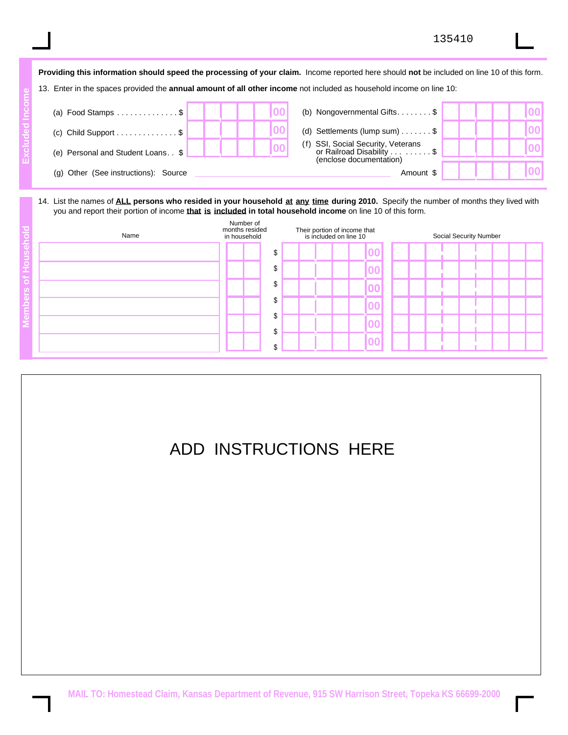135410

## Excluded Income

**Providing this information should speed the processing of your claim.** Income reported here should **not** be included on line 10 of this form.

13. Enter in the spaces provided the **annual amount of all other income** not included as household income on line 10:

| | | | |
|---|---|---|---|
| (a) Food Stamps . . . . . . . . . . . . . . $ | 00 | (b) Nongovernmental Gifts. . . . . . . . $ | 00 |
| (c) Child Support . . . . . . . . . . . . . . $ | 00 | (d) Settlements (lump sum) . . . . . . . $ | 00 |
| (e) Personal and Student Loans. . $ | 00 | (f) SSI, Social Security, Veterans or Railroad Disability . . . . . . . . . $ (enclose documentation) | 00 |

(g) Other (See instructions): Source ________________________ Amount $ 00

## Members of Household

14. List the names of **ALL persons who resided in your household at any time during 2010.** Specify the number of months they lived with you and report their portion of income **that is included in total household income** on line 10 of this form.

| Name | Number of months resided in household | Their portion of income that is included on line 10 | Social Security Number |
|---|---|---|---|
| | | $ 00 | |
| | | $ 00 | |
| | | $ 00 | |
| | | $ 00 | |
| | | $ 00 | |
| | | $ 00 | |

ADD INSTRUCTIONS HERE

MAIL TO: Homestead Claim, Kansas Department of Revenue, 915 SW Harrison Street, Topeka KS 66699-2000